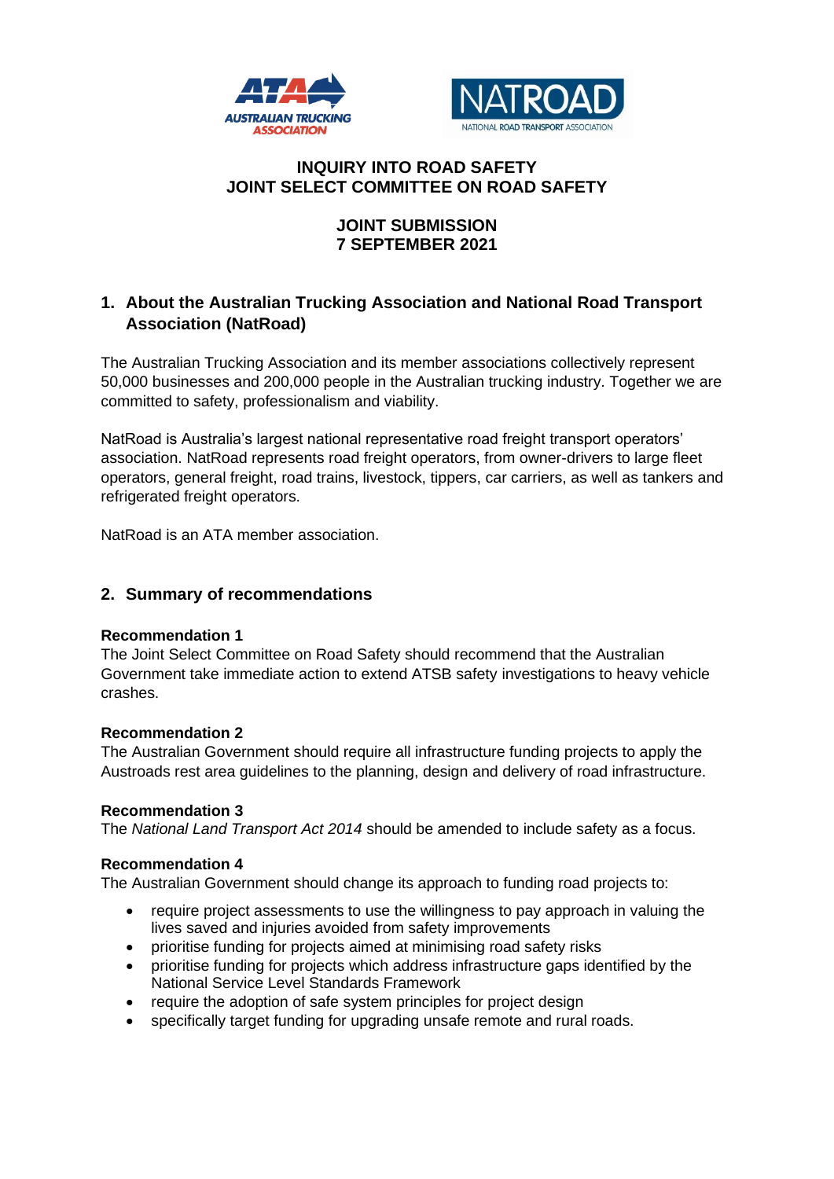**INQUIRY INTO ROAD SAFETY**
**JOINT SELECT COMMITTEE ON ROAD SAFETY**

**JOINT SUBMISSION**
**7 SEPTEMBER 2021**

## 1. About the Australian Trucking Association and National Road Transport Association (NatRoad)

The Australian Trucking Association and its member associations collectively represent 50,000 businesses and 200,000 people in the Australian trucking industry. Together we are committed to safety, professionalism and viability.

NatRoad is Australia's largest national representative road freight transport operators' association. NatRoad represents road freight operators, from owner-drivers to large fleet operators, general freight, road trains, livestock, tippers, car carriers, as well as tankers and refrigerated freight operators.

NatRoad is an ATA member association.

## 2. Summary of recommendations

**Recommendation 1**
The Joint Select Committee on Road Safety should recommend that the Australian Government take immediate action to extend ATSB safety investigations to heavy vehicle crashes.

**Recommendation 2**
The Australian Government should require all infrastructure funding projects to apply the Austroads rest area guidelines to the planning, design and delivery of road infrastructure.

**Recommendation 3**
The *National Land Transport Act 2014* should be amended to include safety as a focus.

**Recommendation 4**
The Australian Government should change its approach to funding road projects to:

- require project assessments to use the willingness to pay approach in valuing the lives saved and injuries avoided from safety improvements
- prioritise funding for projects aimed at minimising road safety risks
- prioritise funding for projects which address infrastructure gaps identified by the National Service Level Standards Framework
- require the adoption of safe system principles for project design
- specifically target funding for upgrading unsafe remote and rural roads.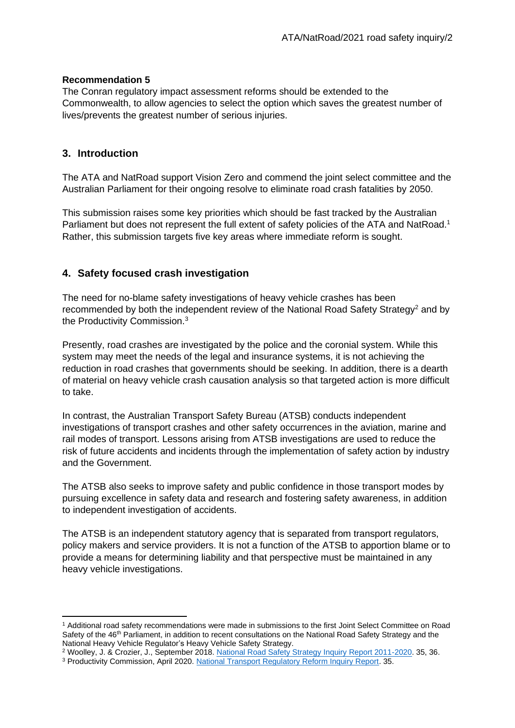**Recommendation 5**

The Conran regulatory impact assessment reforms should be extended to the Commonwealth, to allow agencies to select the option which saves the greatest number of lives/prevents the greatest number of serious injuries.

## 3. Introduction

The ATA and NatRoad support Vision Zero and commend the joint select committee and the Australian Parliament for their ongoing resolve to eliminate road crash fatalities by 2050.

This submission raises some key priorities which should be fast tracked by the Australian Parliament but does not represent the full extent of safety policies of the ATA and NatRoad.[1] Rather, this submission targets five key areas where immediate reform is sought.

## 4. Safety focused crash investigation

The need for no-blame safety investigations of heavy vehicle crashes has been recommended by both the independent review of the National Road Safety Strategy[2] and by the Productivity Commission.[3]

Presently, road crashes are investigated by the police and the coronial system. While this system may meet the needs of the legal and insurance systems, it is not achieving the reduction in road crashes that governments should be seeking. In addition, there is a dearth of material on heavy vehicle crash causation analysis so that targeted action is more difficult to take.

In contrast, the Australian Transport Safety Bureau (ATSB) conducts independent investigations of transport crashes and other safety occurrences in the aviation, marine and rail modes of transport. Lessons arising from ATSB investigations are used to reduce the risk of future accidents and incidents through the implementation of safety action by industry and the Government.

The ATSB also seeks to improve safety and public confidence in those transport modes by pursuing excellence in safety data and research and fostering safety awareness, in addition to independent investigation of accidents.

The ATSB is an independent statutory agency that is separated from transport regulators, policy makers and service providers. It is not a function of the ATSB to apportion blame or to provide a means for determining liability and that perspective must be maintained in any heavy vehicle investigations.

---

[1] Additional road safety recommendations were made in submissions to the first Joint Select Committee on Road Safety of the 46th Parliament, in addition to recent consultations on the National Road Safety Strategy and the National Heavy Vehicle Regulator's Heavy Vehicle Safety Strategy.

[2] Woolley, J. & Crozier, J., September 2018. National Road Safety Strategy Inquiry Report 2011-2020. 35, 36.

[3] Productivity Commission, April 2020. National Transport Regulatory Reform Inquiry Report. 35.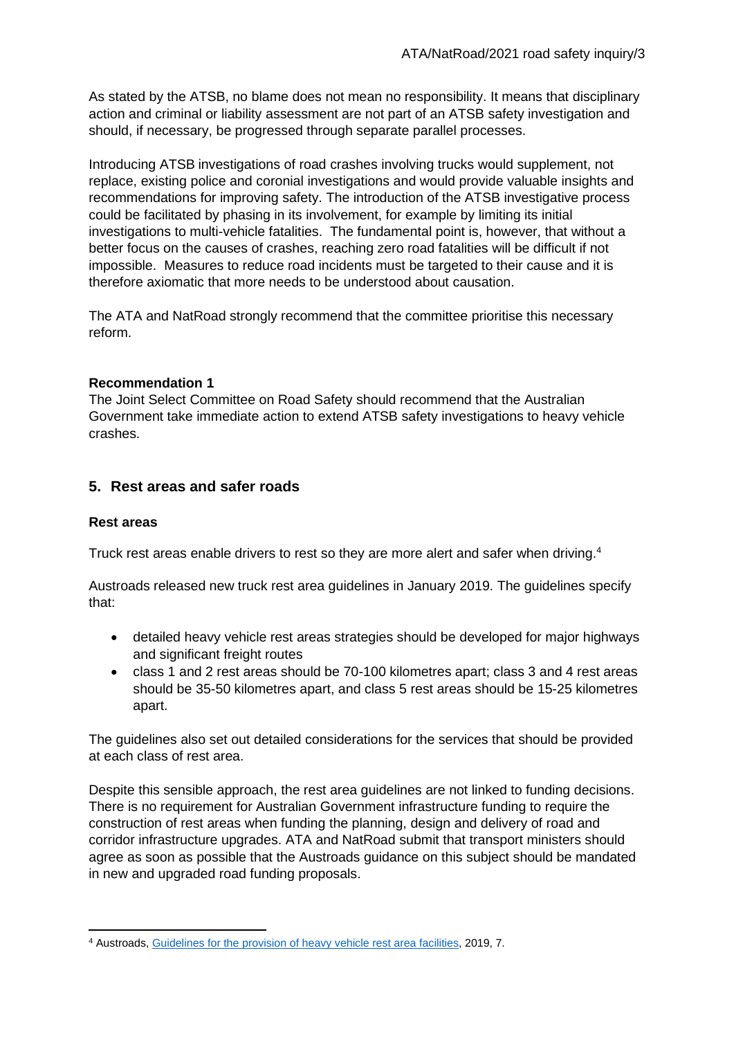As stated by the ATSB, no blame does not mean no responsibility. It means that disciplinary action and criminal or liability assessment are not part of an ATSB safety investigation and should, if necessary, be progressed through separate parallel processes.

Introducing ATSB investigations of road crashes involving trucks would supplement, not replace, existing police and coronial investigations and would provide valuable insights and recommendations for improving safety. The introduction of the ATSB investigative process could be facilitated by phasing in its involvement, for example by limiting its initial investigations to multi-vehicle fatalities. The fundamental point is, however, that without a better focus on the causes of crashes, reaching zero road fatalities will be difficult if not impossible. Measures to reduce road incidents must be targeted to their cause and it is therefore axiomatic that more needs to be understood about causation.

The ATA and NatRoad strongly recommend that the committee prioritise this necessary reform.

**Recommendation 1**
The Joint Select Committee on Road Safety should recommend that the Australian Government take immediate action to extend ATSB safety investigations to heavy vehicle crashes.

## 5. Rest areas and safer roads

### Rest areas

Truck rest areas enable drivers to rest so they are more alert and safer when driving.[4]

Austroads released new truck rest area guidelines in January 2019. The guidelines specify that:

- detailed heavy vehicle rest areas strategies should be developed for major highways and significant freight routes
- class 1 and 2 rest areas should be 70-100 kilometres apart; class 3 and 4 rest areas should be 35-50 kilometres apart, and class 5 rest areas should be 15-25 kilometres apart.

The guidelines also set out detailed considerations for the services that should be provided at each class of rest area.

Despite this sensible approach, the rest area guidelines are not linked to funding decisions. There is no requirement for Australian Government infrastructure funding to require the construction of rest areas when funding the planning, design and delivery of road and corridor infrastructure upgrades. ATA and NatRoad submit that transport ministers should agree as soon as possible that the Austroads guidance on this subject should be mandated in new and upgraded road funding proposals.

---

[4] Austroads, Guidelines for the provision of heavy vehicle rest area facilities, 2019, 7.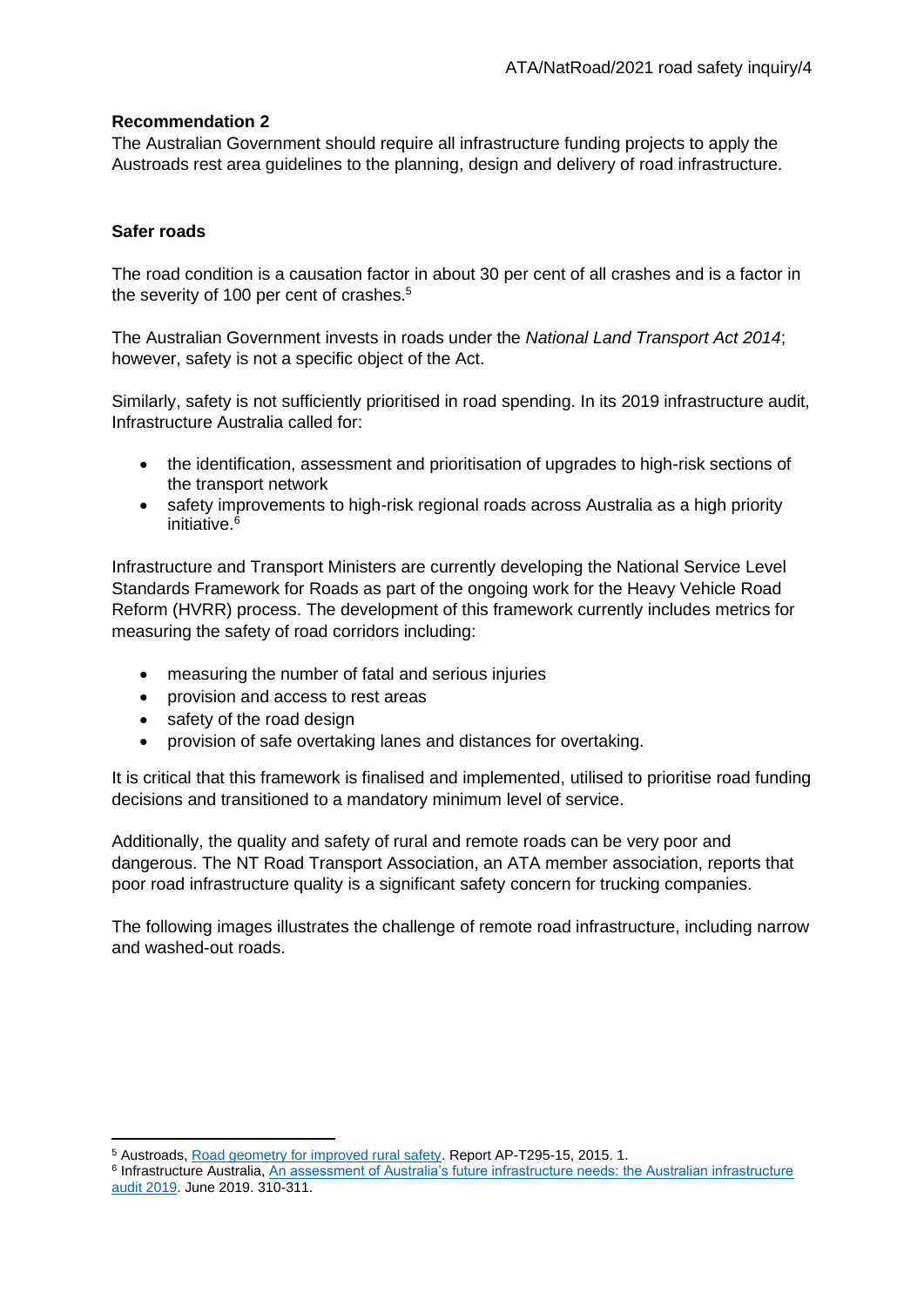**Recommendation 2**

The Australian Government should require all infrastructure funding projects to apply the Austroads rest area guidelines to the planning, design and delivery of road infrastructure.

**Safer roads**

The road condition is a causation factor in about 30 per cent of all crashes and is a factor in the severity of 100 per cent of crashes.[5]

The Australian Government invests in roads under the *National Land Transport Act 2014*; however, safety is not a specific object of the Act.

Similarly, safety is not sufficiently prioritised in road spending. In its 2019 infrastructure audit, Infrastructure Australia called for:

- the identification, assessment and prioritisation of upgrades to high-risk sections of the transport network
- safety improvements to high-risk regional roads across Australia as a high priority initiative.[6]

Infrastructure and Transport Ministers are currently developing the National Service Level Standards Framework for Roads as part of the ongoing work for the Heavy Vehicle Road Reform (HVRR) process. The development of this framework currently includes metrics for measuring the safety of road corridors including:

- measuring the number of fatal and serious injuries
- provision and access to rest areas
- safety of the road design
- provision of safe overtaking lanes and distances for overtaking.

It is critical that this framework is finalised and implemented, utilised to prioritise road funding decisions and transitioned to a mandatory minimum level of service.

Additionally, the quality and safety of rural and remote roads can be very poor and dangerous. The NT Road Transport Association, an ATA member association, reports that poor road infrastructure quality is a significant safety concern for trucking companies.

The following images illustrates the challenge of remote road infrastructure, including narrow and washed-out roads.

---

[5] Austroads, Road geometry for improved rural safety. Report AP-T295-15, 2015. 1.

[6] Infrastructure Australia, An assessment of Australia's future infrastructure needs: the Australian infrastructure audit 2019. June 2019. 310-311.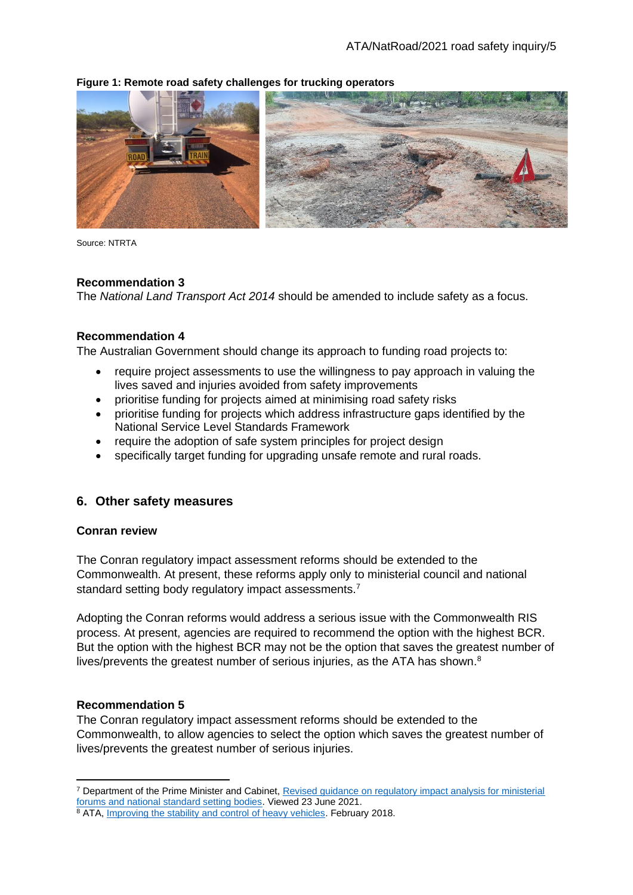**Figure 1: Remote road safety challenges for trucking operators**

Source: NTRTA

**Recommendation 3**

The *National Land Transport Act 2014* should be amended to include safety as a focus.

**Recommendation 4**

The Australian Government should change its approach to funding road projects to:

- require project assessments to use the willingness to pay approach in valuing the lives saved and injuries avoided from safety improvements
- prioritise funding for projects aimed at minimising road safety risks
- prioritise funding for projects which address infrastructure gaps identified by the National Service Level Standards Framework
- require the adoption of safe system principles for project design
- specifically target funding for upgrading unsafe remote and rural roads.

## 6. Other safety measures

### Conran review

The Conran regulatory impact assessment reforms should be extended to the Commonwealth. At present, these reforms apply only to ministerial council and national standard setting body regulatory impact assessments.[7]

Adopting the Conran reforms would address a serious issue with the Commonwealth RIS process. At present, agencies are required to recommend the option with the highest BCR. But the option with the highest BCR may not be the option that saves the greatest number of lives/prevents the greatest number of serious injuries, as the ATA has shown.[8]

**Recommendation 5**

The Conran regulatory impact assessment reforms should be extended to the Commonwealth, to allow agencies to select the option which saves the greatest number of lives/prevents the greatest number of serious injuries.

---

[7] Department of the Prime Minister and Cabinet, Revised guidance on regulatory impact analysis for ministerial forums and national standard setting bodies. Viewed 23 June 2021.

[8] ATA, Improving the stability and control of heavy vehicles. February 2018.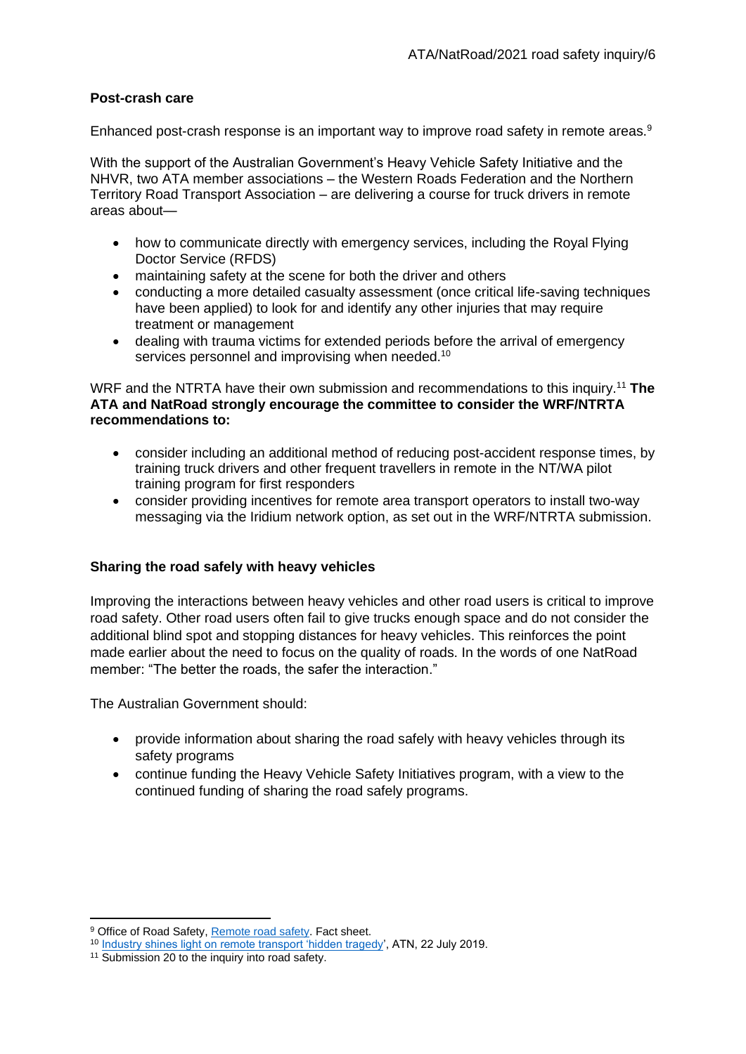**Post-crash care**

Enhanced post-crash response is an important way to improve road safety in remote areas.[9]

With the support of the Australian Government's Heavy Vehicle Safety Initiative and the NHVR, two ATA member associations – the Western Roads Federation and the Northern Territory Road Transport Association – are delivering a course for truck drivers in remote areas about—

- how to communicate directly with emergency services, including the Royal Flying Doctor Service (RFDS)
- maintaining safety at the scene for both the driver and others
- conducting a more detailed casualty assessment (once critical life-saving techniques have been applied) to look for and identify any other injuries that may require treatment or management
- dealing with trauma victims for extended periods before the arrival of emergency services personnel and improvising when needed.[10]

WRF and the NTRTA have their own submission and recommendations to this inquiry.[11] **The ATA and NatRoad strongly encourage the committee to consider the WRF/NTRTA recommendations to:**

- consider including an additional method of reducing post-accident response times, by training truck drivers and other frequent travellers in remote in the NT/WA pilot training program for first responders
- consider providing incentives for remote area transport operators to install two-way messaging via the Iridium network option, as set out in the WRF/NTRTA submission.

**Sharing the road safely with heavy vehicles**

Improving the interactions between heavy vehicles and other road users is critical to improve road safety. Other road users often fail to give trucks enough space and do not consider the additional blind spot and stopping distances for heavy vehicles. This reinforces the point made earlier about the need to focus on the quality of roads. In the words of one NatRoad member: "The better the roads, the safer the interaction."

The Australian Government should:

- provide information about sharing the road safely with heavy vehicles through its safety programs
- continue funding the Heavy Vehicle Safety Initiatives program, with a view to the continued funding of sharing the road safely programs.

---

[9] Office of Road Safety, Remote road safety. Fact sheet.

[10] Industry shines light on remote transport 'hidden tragedy', ATN, 22 July 2019.

[11] Submission 20 to the inquiry into road safety.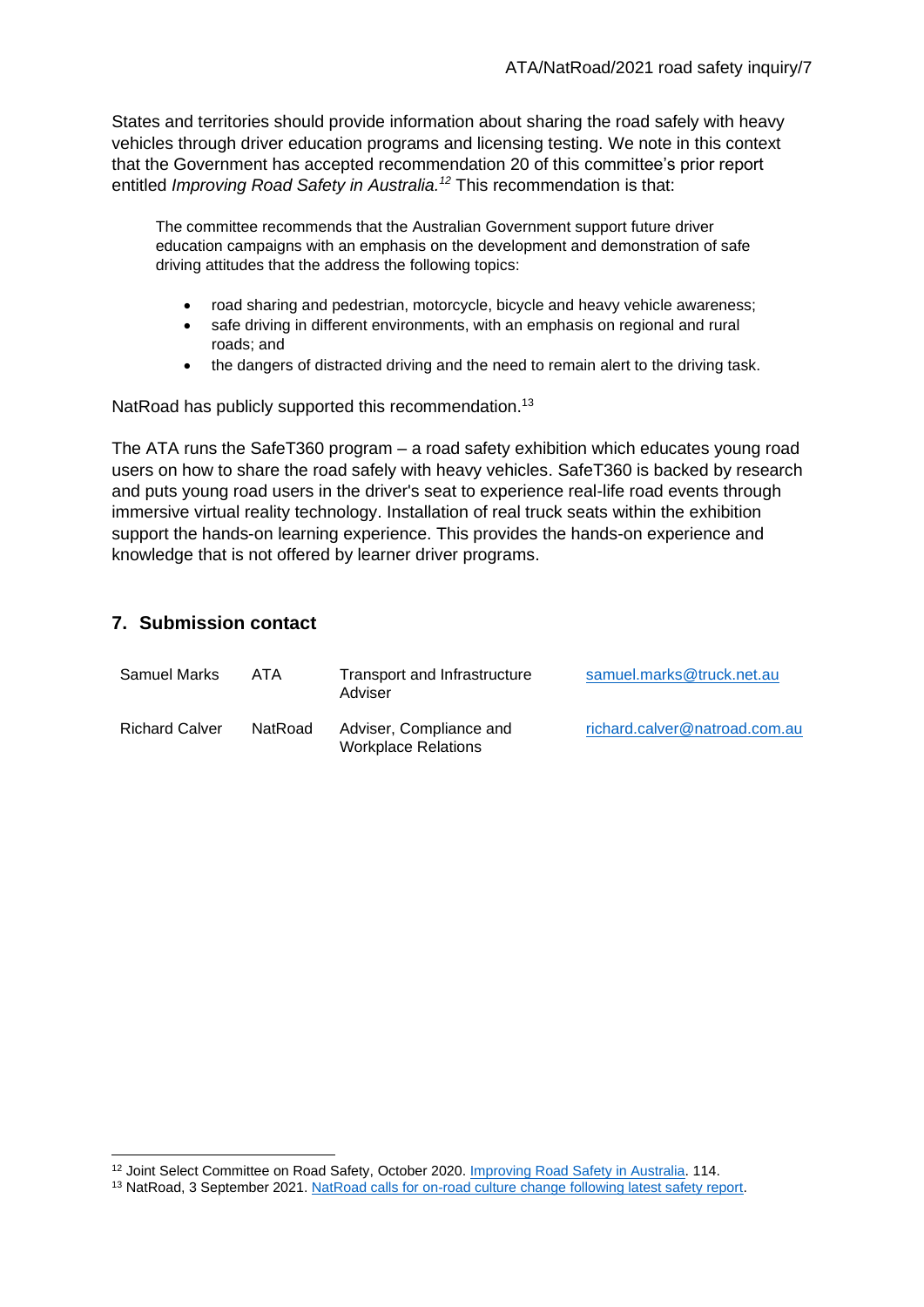States and territories should provide information about sharing the road safely with heavy vehicles through driver education programs and licensing testing. We note in this context that the Government has accepted recommendation 20 of this committee's prior report entitled *Improving Road Safety in Australia.*[12] This recommendation is that:

> The committee recommends that the Australian Government support future driver education campaigns with an emphasis on the development and demonstration of safe driving attitudes that the address the following topics:
>
> - road sharing and pedestrian, motorcycle, bicycle and heavy vehicle awareness;
> - safe driving in different environments, with an emphasis on regional and rural roads; and
> - the dangers of distracted driving and the need to remain alert to the driving task.

NatRoad has publicly supported this recommendation.[13]

The ATA runs the SafeT360 program – a road safety exhibition which educates young road users on how to share the road safely with heavy vehicles. SafeT360 is backed by research and puts young road users in the driver's seat to experience real-life road events through immersive virtual reality technology. Installation of real truck seats within the exhibition support the hands-on learning experience. This provides the hands-on experience and knowledge that is not offered by learner driver programs.

## 7. Submission contact

| | | | |
|---|---|---|---|
| Samuel Marks | ATA | Transport and Infrastructure Adviser | samuel.marks@truck.net.au |
| Richard Calver | NatRoad | Adviser, Compliance and Workplace Relations | richard.calver@natroad.com.au |

---

[12] Joint Select Committee on Road Safety, October 2020. Improving Road Safety in Australia. 114.

[13] NatRoad, 3 September 2021. NatRoad calls for on-road culture change following latest safety report.